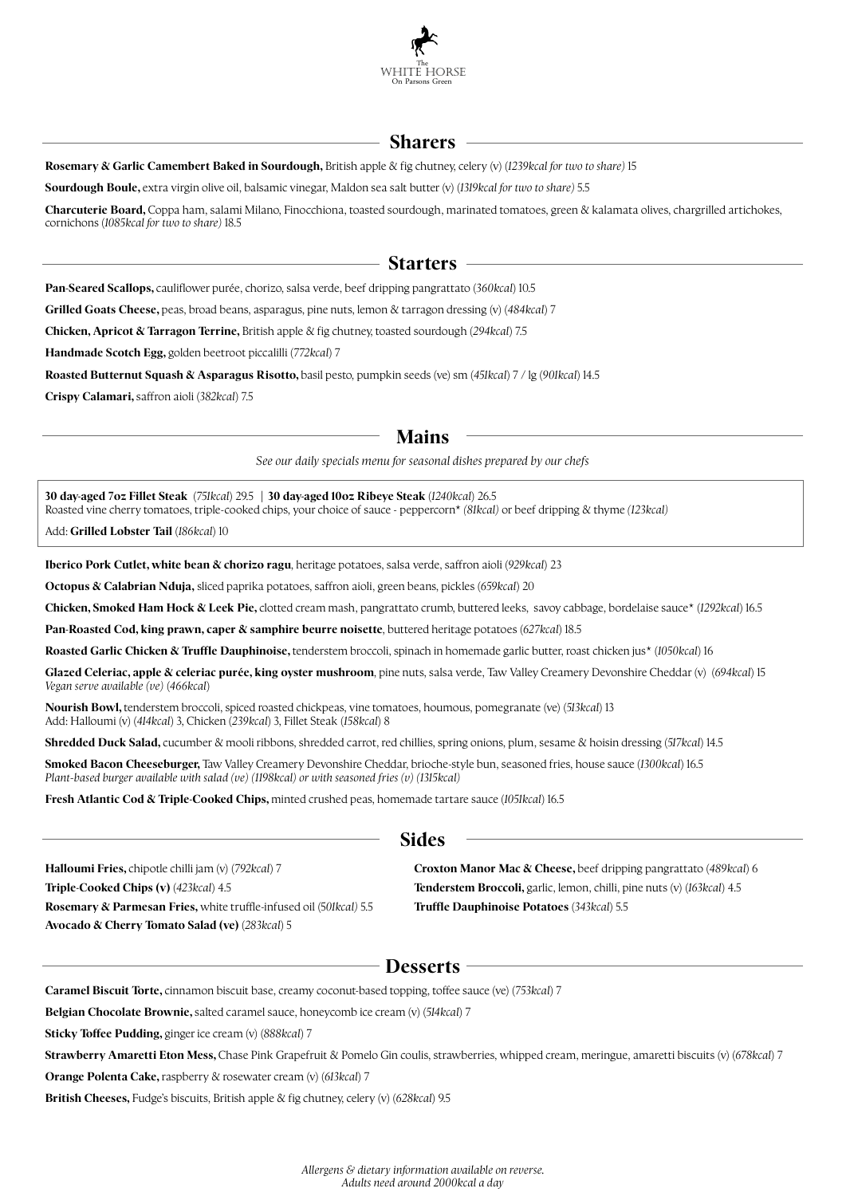The WHITE HORSE On Parsons Green

## Sharers

**Rosemary & Garlic Camembert Baked in Sourdough,** British apple & fig chutney, celery (v) *(1239kcal for two to share)* 15

**Sourdough Boule,** extra virgin olive oil, balsamic vinegar, Maldon sea salt butter (v) *(1319kcal for two to share)* 5.5

**Charcuterie Board,** Coppa ham, salami Milano, Finocchiona, toasted sourdough, marinated tomatoes, green & kalamata olives, chargrilled artichokes, cornichons *(1085kcal for two to share)* 18.5

## Starters

**Pan-Seared Scallops,** cauliflower purée, chorizo, salsa verde, beef dripping pangrattato (*360kcal*) 10.5

**Grilled Goats Cheese,** peas, broad beans, asparagus, pine nuts, lemon & tarragon dressing (v) (*484kcal*) 7

**Chicken, Apricot & Tarragon Terrine,** British apple & fig chutney, toasted sourdough (*294kcal*) 7.5

**Handmade Scotch Egg,** golden beetroot piccalilli (*772kcal*) 7

**Roasted Butternut Squash & Asparagus Risotto,** basil pesto, pumpkin seeds (ve) sm (*451kcal*) 7 / lg (*901kcal*) 14.5

**Crispy Calamari,** saffron aioli (*382kcal*) 7.5

## Mains

*See our daily specials menu for seasonal dishes prepared by our chefs*

**30 day-aged 7oz Fillet Steak** (*751kcal*) 29.5 | **30 day-aged 10oz Ribeye Steak** (*1240kcal*) 26.5
Roasted vine cherry tomatoes, triple-cooked chips, your choice of sauce - peppercorn* *(81kcal)* or beef dripping & thyme *(123kcal)*

Add: **Grilled Lobster Tail** (*186kcal*) 10

**Iberico Pork Cutlet, white bean & chorizo ragu**, heritage potatoes, salsa verde, saffron aioli (*929kcal*) 23

**Octopus & Calabrian Nduja,** sliced paprika potatoes, saffron aioli, green beans, pickles (*659kcal*) 20

**Chicken, Smoked Ham Hock & Leek Pie,** clotted cream mash, pangrattato crumb, buttered leeks, savoy cabbage, bordelaise sauce* (*1292kcal*) 16.5

**Pan-Roasted Cod, king prawn, caper & samphire beurre noisette**, buttered heritage potatoes (*627kcal*) 18.5

**Roasted Garlic Chicken & Truffle Dauphinoise,** tenderstem broccoli, spinach in homemade garlic butter, roast chicken jus* (*1050kcal*) 16

**Glazed Celeriac, apple & celeriac purée, king oyster mushroom**, pine nuts, salsa verde, Taw Valley Creamery Devonshire Cheddar (v) (*694kcal*) 15
*Vegan serve available (ve)* (*466kcal*)

**Nourish Bowl,** tenderstem broccoli, spiced roasted chickpeas, vine tomatoes, houmous, pomegranate (ve) (*513kcal*) 13
Add: Halloumi (v) (*414kcal*) 3, Chicken (*239kcal*) 3, Fillet Steak (*158kcal*) 8

**Shredded Duck Salad,** cucumber & mooli ribbons, shredded carrot, red chillies, spring onions, plum, sesame & hoisin dressing (*517kcal*) 14.5

**Smoked Bacon Cheeseburger,** Taw Valley Creamery Devonshire Cheddar, brioche-style bun, seasoned fries, house sauce (*1300kcal*) 16.5
*Plant-based burger available with salad (ve) (1198kcal) or with seasoned fries (v) (1315kcal)*

**Fresh Atlantic Cod & Triple-Cooked Chips,** minted crushed peas, homemade tartare sauce (*1051kcal*) 16.5

## Sides

**Halloumi Fries,** chipotle chilli jam (v) (*792kcal*) 7

**Triple-Cooked Chips (v)** (*423kcal*) 4.5

**Rosemary & Parmesan Fries,** white truffle-infused oil (*501kcal*) 5.5

**Avocado & Cherry Tomato Salad (ve)** (*283kcal*) 5

**Croxton Manor Mac & Cheese,** beef dripping pangrattato (*489kcal*) 6

**Tenderstem Broccoli,** garlic, lemon, chilli, pine nuts (v) (*163kcal*) 4.5

**Truffle Dauphinoise Potatoes** (*343kcal*) 5.5

## Desserts

**Caramel Biscuit Torte,** cinnamon biscuit base, creamy coconut-based topping, toffee sauce (ve) (*753kcal*) 7

**Belgian Chocolate Brownie,** salted caramel sauce, honeycomb ice cream (v) (*514kcal*) 7

**Sticky Toffee Pudding,** ginger ice cream (v) (*888kcal*) 7

**Strawberry Amaretti Eton Mess,** Chase Pink Grapefruit & Pomelo Gin coulis, strawberries, whipped cream, meringue, amaretti biscuits (v) (*678kcal*) 7

**Orange Polenta Cake,** raspberry & rosewater cream (v) (*613kcal*) 7

**British Cheeses,** Fudge's biscuits, British apple & fig chutney, celery (v) (*628kcal*) 9.5

*Allergens & dietary information available on reverse.*
*Adults need around 2000kcal a day*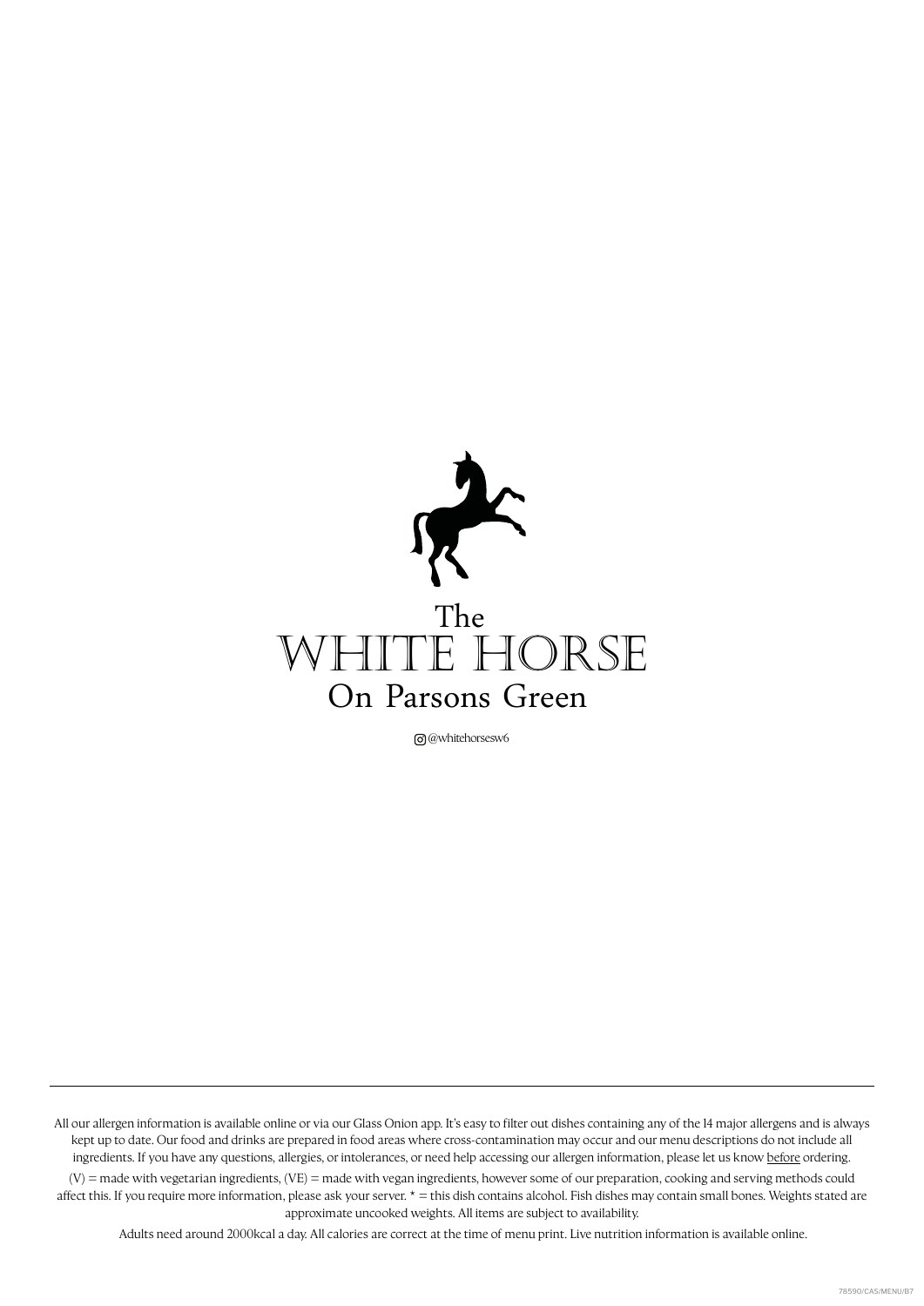# The WHITE HORSE On Parsons Green

@whitehorsesw6

---

All our allergen information is available online or via our Glass Onion app. It's easy to filter out dishes containing any of the 14 major allergens and is always kept up to date. Our food and drinks are prepared in food areas where cross-contamination may occur and our menu descriptions do not include all ingredients. If you have any questions, allergies, or intolerances, or need help accessing our allergen information, please let us know before ordering.

(V) = made with vegetarian ingredients, (VE) = made with vegan ingredients, however some of our preparation, cooking and serving methods could affect this. If you require more information, please ask your server. * = this dish contains alcohol. Fish dishes may contain small bones. Weights stated are approximate uncooked weights. All items are subject to availability.

Adults need around 2000kcal a day. All calories are correct at the time of menu print. Live nutrition information is available online.

78590/CAS/MENU/B7